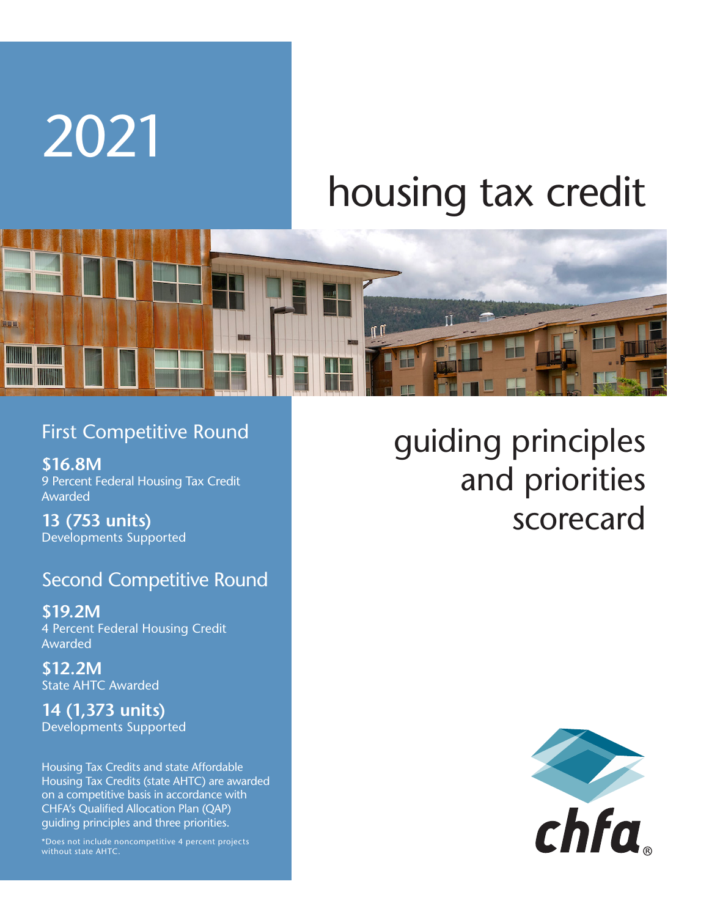# 2021

# housing tax credit

## guiding principles and priorities scorecard

### First Competitive Round

**$16.8M**
9 Percent Federal Housing Tax Credit Awarded

**13 (753 units)**
Developments Supported

### Second Competitive Round

**$19.2M**
4 Percent Federal Housing Credit Awarded

**$12.2M**
State AHTC Awarded

**14 (1,373 units)**
Developments Supported

Housing Tax Credits and state Affordable Housing Tax Credits (state AHTC) are awarded on a competitive basis in accordance with CHFA's Qualified Allocation Plan (QAP) guiding principles and three priorities.

*Does not include noncompetitive 4 percent projects without state AHTC.

chfa®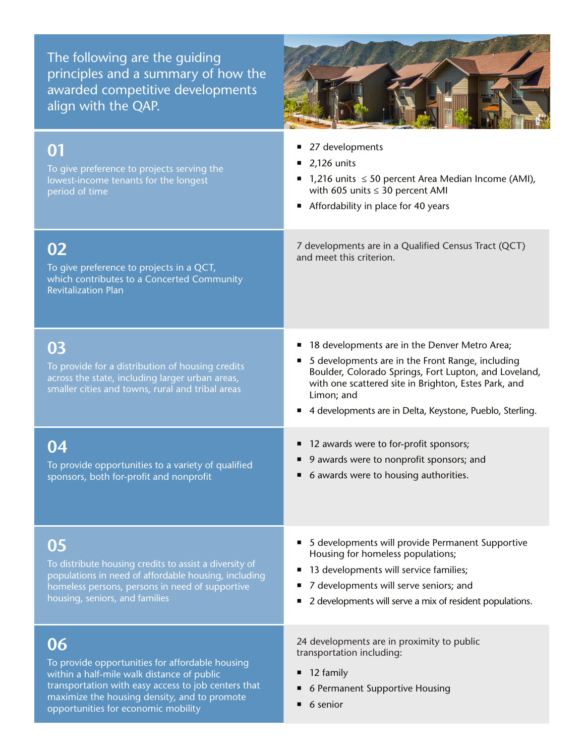The following are the guiding principles and a summary of how the awarded competitive developments align with the QAP.

## 01

To give preference to projects serving the lowest-income tenants for the longest period of time

- 27 developments
- 2,126 units
- 1,216 units ≤ 50 percent Area Median Income (AMI), with 605 units ≤ 30 percent AMI
- Affordability in place for 40 years

## 02

To give preference to projects in a QCT, which contributes to a Concerted Community Revitalization Plan

7 developments are in a Qualified Census Tract (QCT) and meet this criterion.

## 03

To provide for a distribution of housing credits across the state, including larger urban areas, smaller cities and towns, rural and tribal areas

- 18 developments are in the Denver Metro Area;
- 5 developments are in the Front Range, including Boulder, Colorado Springs, Fort Lupton, and Loveland, with one scattered site in Brighton, Estes Park, and Limon; and
- 4 developments are in Delta, Keystone, Pueblo, Sterling.

## 04

To provide opportunities to a variety of qualified sponsors, both for-profit and nonprofit

- 12 awards were to for-profit sponsors;
- 9 awards were to nonprofit sponsors; and
- 6 awards were to housing authorities.

## 05

To distribute housing credits to assist a diversity of populations in need of affordable housing, including homeless persons, persons in need of supportive housing, seniors, and families

- 5 developments will provide Permanent Supportive Housing for homeless populations;
- 13 developments will service families;
- 7 developments will serve seniors; and
- 2 developments will serve a mix of resident populations.

## 06

To provide opportunities for affordable housing within a half-mile walk distance of public transportation with easy access to job centers that maximize the housing density, and to promote opportunities for economic mobility

24 developments are in proximity to public transportation including:

- 12 family
- 6 Permanent Supportive Housing
- 6 senior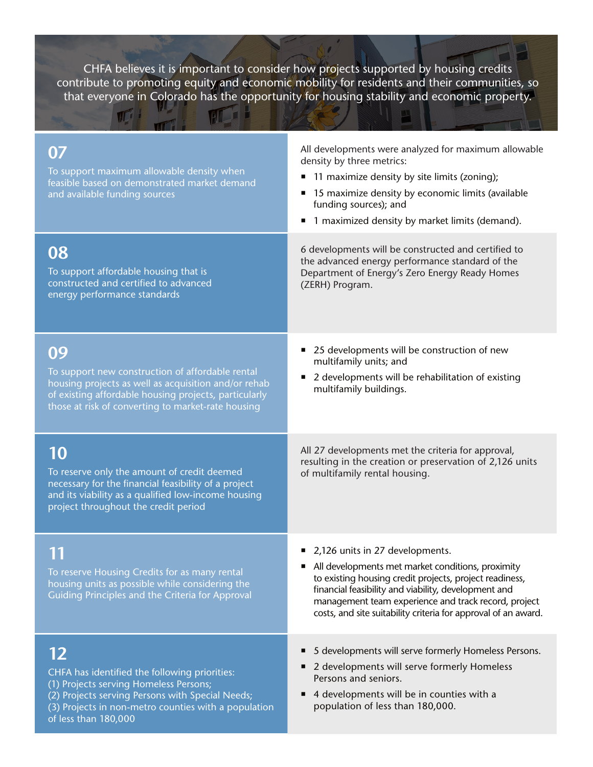CHFA believes it is important to consider how projects supported by housing credits contribute to promoting equity and economic mobility for residents and their communities, so that everyone in Colorado has the opportunity for housing stability and economic property.

## 07

To support maximum allowable density when feasible based on demonstrated market demand and available funding sources

All developments were analyzed for maximum allowable density by three metrics:

- 11 maximize density by site limits (zoning);
- 15 maximize density by economic limits (available funding sources); and
- 1 maximized density by market limits (demand).

## 08

To support affordable housing that is constructed and certified to advanced energy performance standards

6 developments will be constructed and certified to the advanced energy performance standard of the Department of Energy's Zero Energy Ready Homes (ZERH) Program.

## 09

To support new construction of affordable rental housing projects as well as acquisition and/or rehab of existing affordable housing projects, particularly those at risk of converting to market-rate housing

- 25 developments will be construction of new multifamily units; and
- 2 developments will be rehabilitation of existing multifamily buildings.

## 10

To reserve only the amount of credit deemed necessary for the financial feasibility of a project and its viability as a qualified low-income housing project throughout the credit period

All 27 developments met the criteria for approval, resulting in the creation or preservation of 2,126 units of multifamily rental housing.

## 11

To reserve Housing Credits for as many rental housing units as possible while considering the Guiding Principles and the Criteria for Approval

- 2,126 units in 27 developments.
- All developments met market conditions, proximity to existing housing credit projects, project readiness, financial feasibility and viability, development and management team experience and track record, project costs, and site suitability criteria for approval of an award.

## 12

CHFA has identified the following priorities:
(1) Projects serving Homeless Persons;
(2) Projects serving Persons with Special Needs;
(3) Projects in non-metro counties with a population of less than 180,000

- 5 developments will serve formerly Homeless Persons.
- 2 developments will serve formerly Homeless Persons and seniors.
- 4 developments will be in counties with a population of less than 180,000.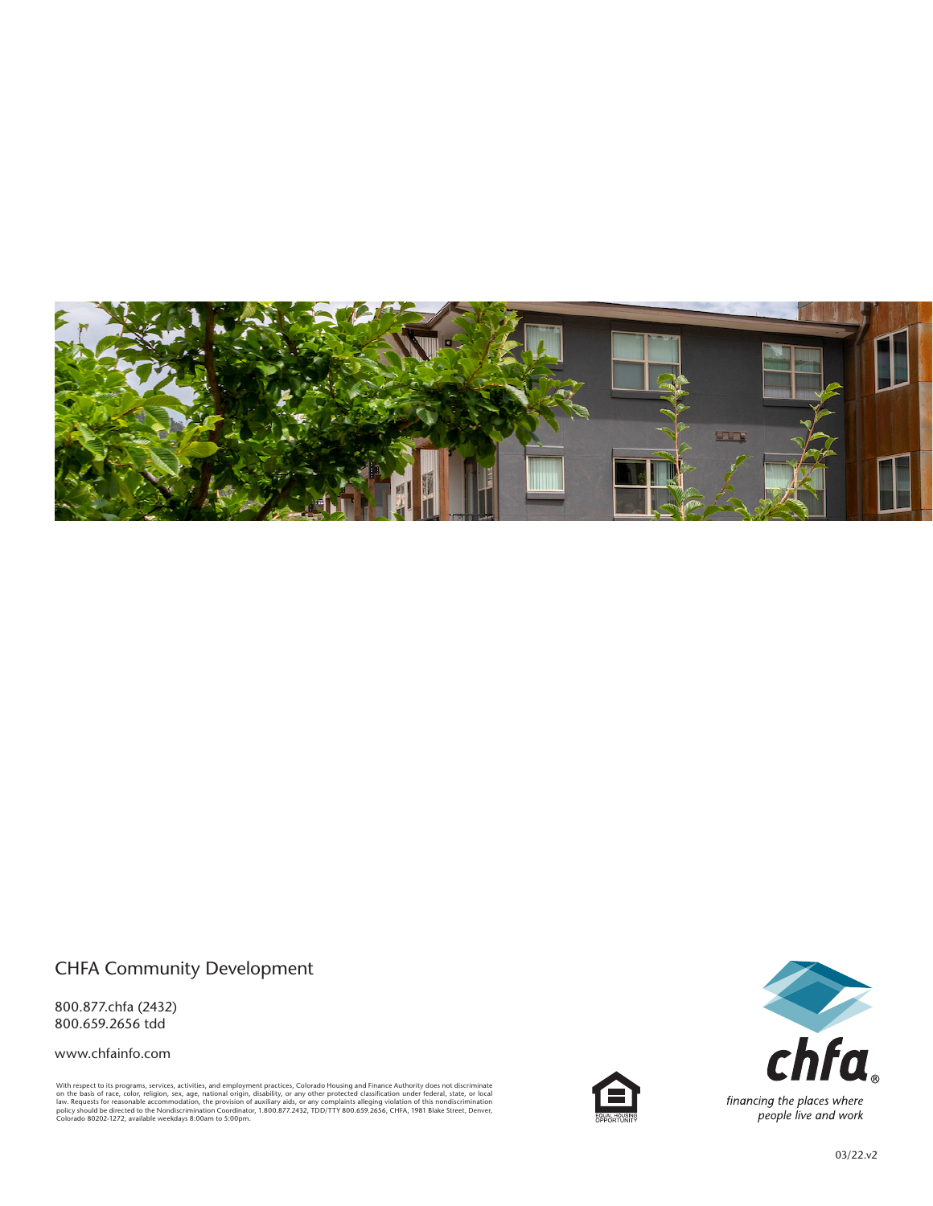CHFA Community Development

800.877.chfa (2432)
800.659.2656 tdd

www.chfainfo.com

With respect to its programs, services, activities, and employment practices, Colorado Housing and Finance Authority does not discriminate on the basis of race, color, religion, sex, age, national origin, disability, or any other protected classification under federal, state, or local law. Requests for reasonable accommodation, the provision of auxiliary aids, or any complaints alleging violation of this nondiscrimination policy should be directed to the Nondiscrimination Coordinator, 1.800.877.2432, TDD/TTY 800.659.2656, CHFA, 1981 Blake Street, Denver, Colorado 80202-1272, available weekdays 8:00am to 5:00pm.

EQUAL HOUSING OPPORTUNITY

chfa®

*financing the places where people live and work*

03/22.v2